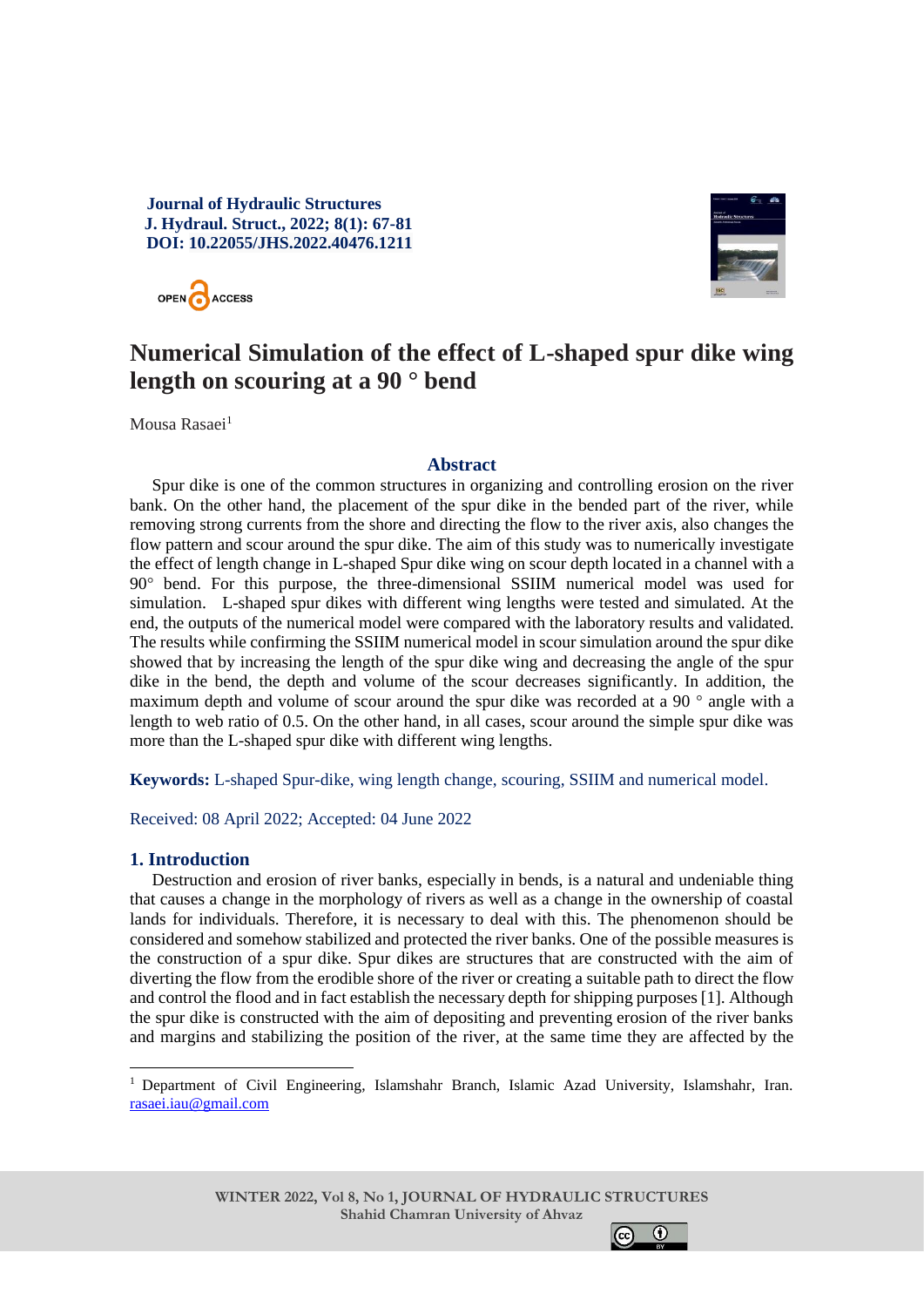Journal of Hydraulic Structures
J. Hydraul. Struct., 2022; 8(1): 67-81
DOI: 10.22055/JHS.2022.40476.1211

# Numerical Simulation of the effect of L-shaped spur dike wing length on scouring at a 90 ° bend

Mousa Rasaei[1]

## Abstract

Spur dike is one of the common structures in organizing and controlling erosion on the river bank. On the other hand, the placement of the spur dike in the bended part of the river, while removing strong currents from the shore and directing the flow to the river axis, also changes the flow pattern and scour around the spur dike. The aim of this study was to numerically investigate the effect of length change in L-shaped Spur dike wing on scour depth located in a channel with a 90° bend. For this purpose, the three-dimensional SSIIM numerical model was used for simulation. L-shaped spur dikes with different wing lengths were tested and simulated. At the end, the outputs of the numerical model were compared with the laboratory results and validated. The results while confirming the SSIIM numerical model in scour simulation around the spur dike showed that by increasing the length of the spur dike wing and decreasing the angle of the spur dike in the bend, the depth and volume of the scour decreases significantly. In addition, the maximum depth and volume of scour around the spur dike was recorded at a 90 ° angle with a length to web ratio of 0.5. On the other hand, in all cases, scour around the simple spur dike was more than the L-shaped spur dike with different wing lengths.

**Keywords:** L-shaped Spur-dike, wing length change, scouring, SSIIM and numerical model.

Received: 08 April 2022; Accepted: 04 June 2022

## 1. Introduction

Destruction and erosion of river banks, especially in bends, is a natural and undeniable thing that causes a change in the morphology of rivers as well as a change in the ownership of coastal lands for individuals. Therefore, it is necessary to deal with this. The phenomenon should be considered and somehow stabilized and protected the river banks. One of the possible measures is the construction of a spur dike. Spur dikes are structures that are constructed with the aim of diverting the flow from the erodible shore of the river or creating a suitable path to direct the flow and control the flood and in fact establish the necessary depth for shipping purposes [1]. Although the spur dike is constructed with the aim of depositing and preventing erosion of the river banks and margins and stabilizing the position of the river, at the same time they are affected by the

[1] Department of Civil Engineering, Islamshahr Branch, Islamic Azad University, Islamshahr, Iran. rasaei.iau@gmail.com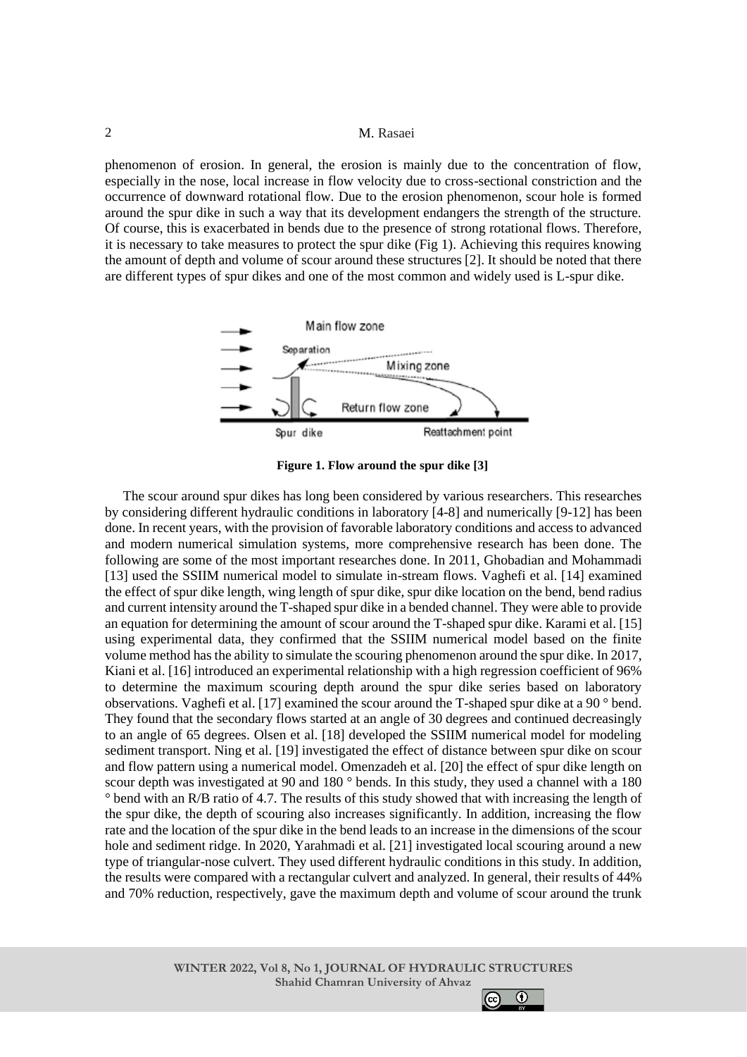phenomenon of erosion. In general, the erosion is mainly due to the concentration of flow, especially in the nose, local increase in flow velocity due to cross-sectional constriction and the occurrence of downward rotational flow. Due to the erosion phenomenon, scour hole is formed around the spur dike in such a way that its development endangers the strength of the structure. Of course, this is exacerbated in bends due to the presence of strong rotational flows. Therefore, it is necessary to take measures to protect the spur dike (Fig 1). Achieving this requires knowing the amount of depth and volume of scour around these structures [2]. It should be noted that there are different types of spur dikes and one of the most common and widely used is L-spur dike.

**Figure 1. Flow around the spur dike [3]**

The scour around spur dikes has long been considered by various researchers. This researches by considering different hydraulic conditions in laboratory [4-8] and numerically [9-12] has been done. In recent years, with the provision of favorable laboratory conditions and access to advanced and modern numerical simulation systems, more comprehensive research has been done. The following are some of the most important researches done. In 2011, Ghobadian and Mohammadi [13] used the SSIIM numerical model to simulate in-stream flows. Vaghefi et al. [14] examined the effect of spur dike length, wing length of spur dike, spur dike location on the bend, bend radius and current intensity around the T-shaped spur dike in a bended channel. They were able to provide an equation for determining the amount of scour around the T-shaped spur dike. Karami et al. [15] using experimental data, they confirmed that the SSIIM numerical model based on the finite volume method has the ability to simulate the scouring phenomenon around the spur dike. In 2017, Kiani et al. [16] introduced an experimental relationship with a high regression coefficient of 96% to determine the maximum scouring depth around the spur dike series based on laboratory observations. Vaghefi et al. [17] examined the scour around the T-shaped spur dike at a 90 ° bend. They found that the secondary flows started at an angle of 30 degrees and continued decreasingly to an angle of 65 degrees. Olsen et al. [18] developed the SSIIM numerical model for modeling sediment transport. Ning et al. [19] investigated the effect of distance between spur dike on scour and flow pattern using a numerical model. Omenzadeh et al. [20] the effect of spur dike length on scour depth was investigated at 90 and 180 ° bends. In this study, they used a channel with a 180 ° bend with an R/B ratio of 4.7. The results of this study showed that with increasing the length of the spur dike, the depth of scouring also increases significantly. In addition, increasing the flow rate and the location of the spur dike in the bend leads to an increase in the dimensions of the scour hole and sediment ridge. In 2020, Yarahmadi et al. [21] investigated local scouring around a new type of triangular-nose culvert. They used different hydraulic conditions in this study. In addition, the results were compared with a rectangular culvert and analyzed. In general, their results of 44% and 70% reduction, respectively, gave the maximum depth and volume of scour around the trunk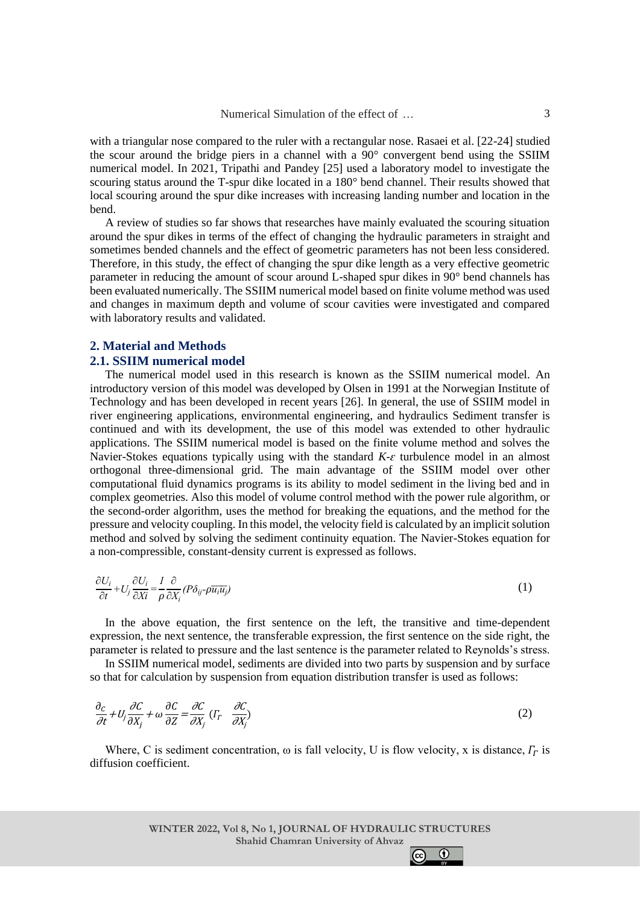with a triangular nose compared to the ruler with a rectangular nose. Rasaei et al. [22-24] studied the scour around the bridge piers in a channel with a 90° convergent bend using the SSIIM numerical model. In 2021, Tripathi and Pandey [25] used a laboratory model to investigate the scouring status around the T-spur dike located in a 180° bend channel. Their results showed that local scouring around the spur dike increases with increasing landing number and location in the bend.

A review of studies so far shows that researches have mainly evaluated the scouring situation around the spur dikes in terms of the effect of changing the hydraulic parameters in straight and sometimes bended channels and the effect of geometric parameters has not been less considered. Therefore, in this study, the effect of changing the spur dike length as a very effective geometric parameter in reducing the amount of scour around L-shaped spur dikes in 90° bend channels has been evaluated numerically. The SSIIM numerical model based on finite volume method was used and changes in maximum depth and volume of scour cavities were investigated and compared with laboratory results and validated.

## 2. Material and Methods

### 2.1. SSIIM numerical model

The numerical model used in this research is known as the SSIIM numerical model. An introductory version of this model was developed by Olsen in 1991 at the Norwegian Institute of Technology and has been developed in recent years [26]. In general, the use of SSIIM model in river engineering applications, environmental engineering, and hydraulics Sediment transfer is continued and with its development, the use of this model was extended to other hydraulic applications. The SSIIM numerical model is based on the finite volume method and solves the Navier-Stokes equations typically using with the standard $K$-$\varepsilon$ turbulence model in an almost orthogonal three-dimensional grid. The main advantage of the SSIIM model over other computational fluid dynamics programs is its ability to model sediment in the living bed and in complex geometries. Also this model of volume control method with the power rule algorithm, or the second-order algorithm, uses the method for breaking the equations, and the method for the pressure and velocity coupling. In this model, the velocity field is calculated by an implicit solution method and solved by solving the sediment continuity equation. The Navier-Stokes equation for a non-compressible, constant-density current is expressed as follows.

$$\frac{\partial U_i}{\partial t}+U_j\frac{\partial U_i}{\partial Xi}=\frac{1}{\rho}\frac{\partial}{\partial X_i}(P\delta_{ij}-\rho\overline{u_i u_j}) \tag{1}$$

In the above equation, the first sentence on the left, the transitive and time-dependent expression, the next sentence, the transferable expression, the first sentence on the side right, the parameter is related to pressure and the last sentence is the parameter related to Reynolds's stress.

In SSIIM numerical model, sediments are divided into two parts by suspension and by surface so that for calculation by suspension from equation distribution transfer is used as follows:

$$\frac{\partial_c}{\partial t}+U_j\frac{\partial C}{\partial X_j}+\omega\frac{\partial C}{\partial Z}=\frac{\partial C}{\partial X_j}\left(\Gamma_T \quad \frac{\partial C}{\partial X_j}\right) \tag{2}$$

Where, C is sediment concentration, ω is fall velocity, U is flow velocity, x is distance, $\Gamma_T$ is diffusion coefficient.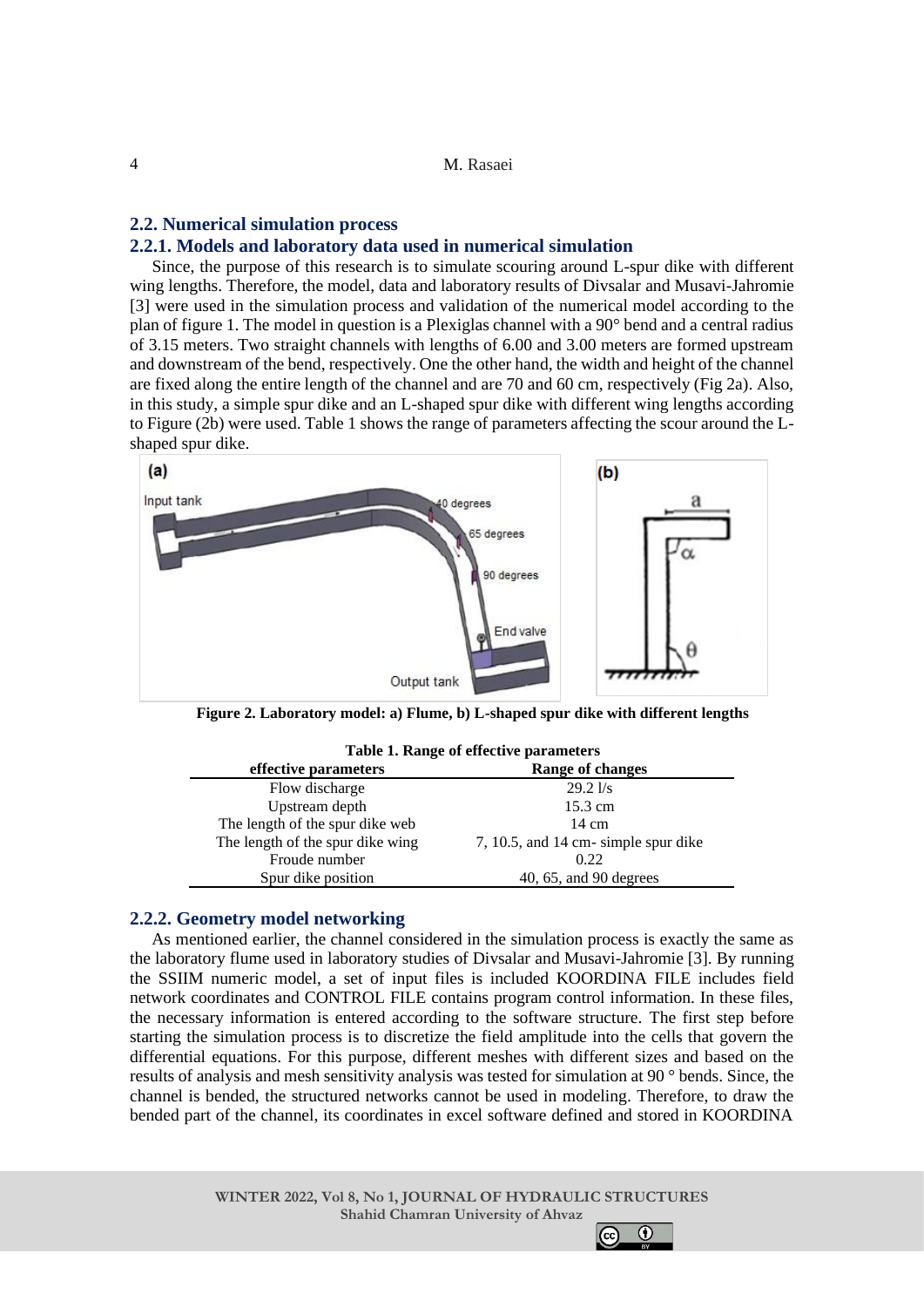### 2.2. Numerical simulation process

#### 2.2.1. Models and laboratory data used in numerical simulation

Since, the purpose of this research is to simulate scouring around L-spur dike with different wing lengths. Therefore, the model, data and laboratory results of Divsalar and Musavi-Jahromie [3] were used in the simulation process and validation of the numerical model according to the plan of figure 1. The model in question is a Plexiglas channel with a 90° bend and a central radius of 3.15 meters. Two straight channels with lengths of 6.00 and 3.00 meters are formed upstream and downstream of the bend, respectively. One the other hand, the width and height of the channel are fixed along the entire length of the channel and are 70 and 60 cm, respectively (Fig 2a). Also, in this study, a simple spur dike and an L-shaped spur dike with different wing lengths according to Figure (2b) were used. Table 1 shows the range of parameters affecting the scour around the L-shaped spur dike.

**Figure 2. Laboratory model: a) Flume, b) L-shaped spur dike with different lengths**

**Table 1. Range of effective parameters**

| effective parameters | Range of changes |
| --- | --- |
| Flow discharge | 29.2 l/s |
| Upstream depth | 15.3 cm |
| The length of the spur dike web | 14 cm |
| The length of the spur dike wing | 7, 10.5, and 14 cm- simple spur dike |
| Froude number | 0.22 |
| Spur dike position | 40, 65, and 90 degrees |

#### 2.2.2. Geometry model networking

As mentioned earlier, the channel considered in the simulation process is exactly the same as the laboratory flume used in laboratory studies of Divsalar and Musavi-Jahromie [3]. By running the SSIIM numeric model, a set of input files is included KOORDINA FILE includes field network coordinates and CONTROL FILE contains program control information. In these files, the necessary information is entered according to the software structure. The first step before starting the simulation process is to discretize the field amplitude into the cells that govern the differential equations. For this purpose, different meshes with different sizes and based on the results of analysis and mesh sensitivity analysis was tested for simulation at 90 ° bends. Since, the channel is bended, the structured networks cannot be used in modeling. Therefore, to draw the bended part of the channel, its coordinates in excel software defined and stored in KOORDINA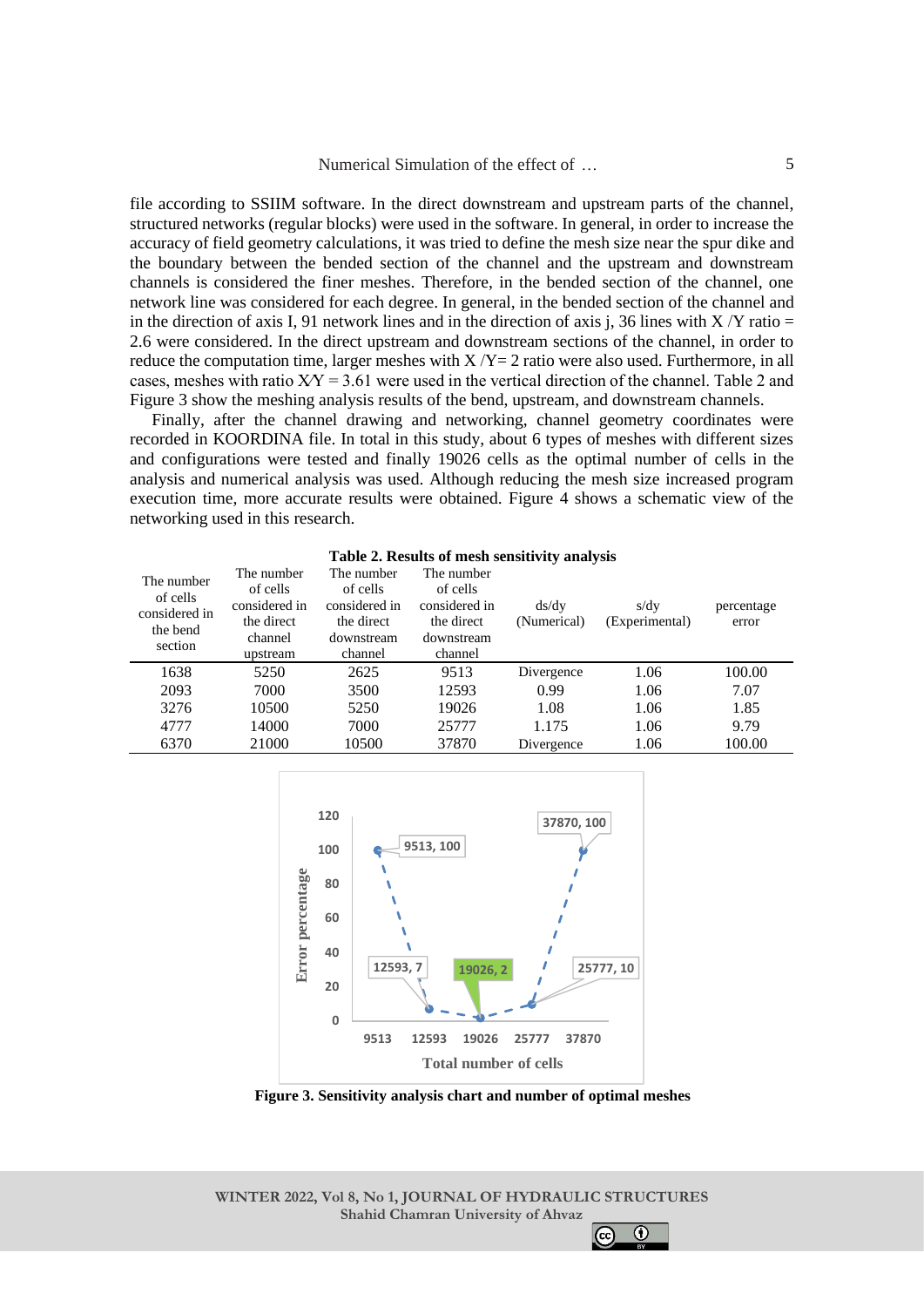file according to SSIIM software. In the direct downstream and upstream parts of the channel, structured networks (regular blocks) were used in the software. In general, in order to increase the accuracy of field geometry calculations, it was tried to define the mesh size near the spur dike and the boundary between the bended section of the channel and the upstream and downstream channels is considered the finer meshes. Therefore, in the bended section of the channel, one network line was considered for each degree. In general, in the bended section of the channel and in the direction of axis I, 91 network lines and in the direction of axis j, 36 lines with X /Y ratio = 2.6 were considered. In the direct upstream and downstream sections of the channel, in order to reduce the computation time, larger meshes with X /Y= 2 ratio were also used. Furthermore, in all cases, meshes with ratio X/Y = 3.61 were used in the vertical direction of the channel. Table 2 and Figure 3 show the meshing analysis results of the bend, upstream, and downstream channels.

Finally, after the channel drawing and networking, channel geometry coordinates were recorded in KOORDINA file. In total in this study, about 6 types of meshes with different sizes and configurations were tested and finally 19026 cells as the optimal number of cells in the analysis and numerical analysis was used. Although reducing the mesh size increased program execution time, more accurate results were obtained. Figure 4 shows a schematic view of the networking used in this research.

**Table 2. Results of mesh sensitivity analysis**

| The number of cells considered in the bend section | The number of cells considered in the direct channel upstream | The number of cells considered in the direct downstream channel | The number of cells considered in the direct downstream channel | ds/dy (Numerical) | s/dy (Experimental) | percentage error |
|---|---|---|---|---|---|---|
| 1638 | 5250 | 2625 | 9513 | Divergence | 1.06 | 100.00 |
| 2093 | 7000 | 3500 | 12593 | 0.99 | 1.06 | 7.07 |
| 3276 | 10500 | 5250 | 19026 | 1.08 | 1.06 | 1.85 |
| 4777 | 14000 | 7000 | 25777 | 1.175 | 1.06 | 9.79 |
| 6370 | 21000 | 10500 | 37870 | Divergence | 1.06 | 100.00 |

**Figure 3. Sensitivity analysis chart and number of optimal meshes**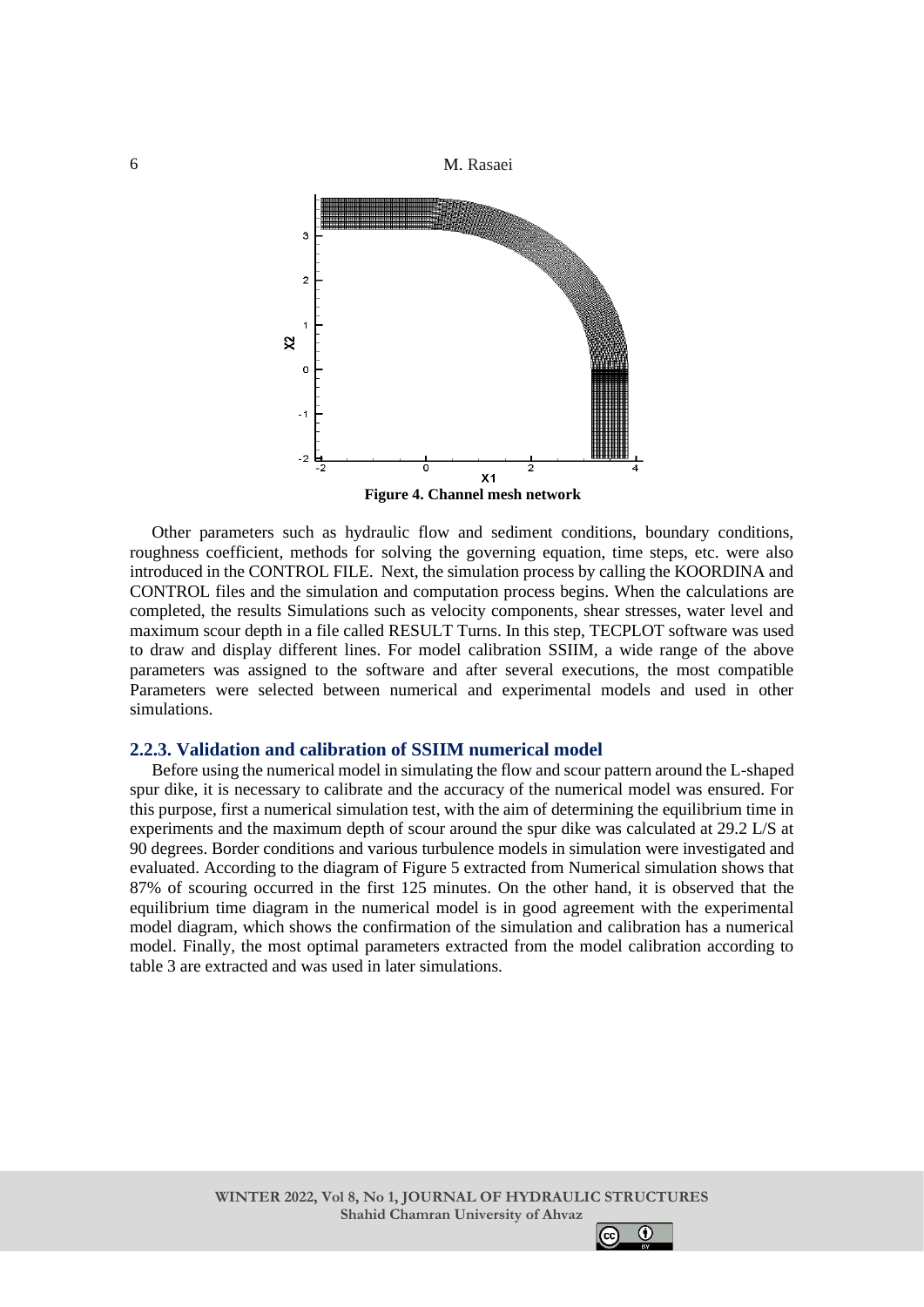**Figure 4. Channel mesh network**

Other parameters such as hydraulic flow and sediment conditions, boundary conditions, roughness coefficient, methods for solving the governing equation, time steps, etc. were also introduced in the CONTROL FILE. Next, the simulation process by calling the KOORDINA and CONTROL files and the simulation and computation process begins. When the calculations are completed, the results Simulations such as velocity components, shear stresses, water level and maximum scour depth in a file called RESULT Turns. In this step, TECPLOT software was used to draw and display different lines. For model calibration SSIIM, a wide range of the above parameters was assigned to the software and after several executions, the most compatible Parameters were selected between numerical and experimental models and used in other simulations.

### 2.2.3. Validation and calibration of SSIIM numerical model

Before using the numerical model in simulating the flow and scour pattern around the L-shaped spur dike, it is necessary to calibrate and the accuracy of the numerical model was ensured. For this purpose, first a numerical simulation test, with the aim of determining the equilibrium time in experiments and the maximum depth of scour around the spur dike was calculated at 29.2 L/S at 90 degrees. Border conditions and various turbulence models in simulation were investigated and evaluated. According to the diagram of Figure 5 extracted from Numerical simulation shows that 87% of scouring occurred in the first 125 minutes. On the other hand, it is observed that the equilibrium time diagram in the numerical model is in good agreement with the experimental model diagram, which shows the confirmation of the simulation and calibration has a numerical model. Finally, the most optimal parameters extracted from the model calibration according to table 3 are extracted and was used in later simulations.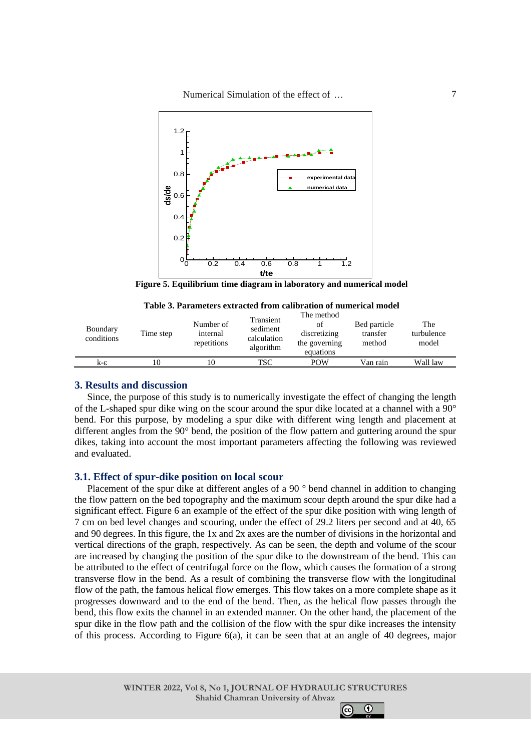Figure 5. Equilibrium time diagram in laboratory and numerical model

**Table 3. Parameters extracted from calibration of numerical model**

| Boundary conditions | Time step | Number of internal repetitions | Transient sediment calculation algorithm | The method of discretizing the governing equations | Bed particle transfer method | The turbulence model |
|---|---|---|---|---|---|---|
| k-ε | 10 | 10 | TSC | POW | Van rain | Wall law |

## 3. Results and discussion

Since, the purpose of this study is to numerically investigate the effect of changing the length of the L-shaped spur dike wing on the scour around the spur dike located at a channel with a 90° bend. For this purpose, by modeling a spur dike with different wing length and placement at different angles from the 90° bend, the position of the flow pattern and guttering around the spur dikes, taking into account the most important parameters affecting the following was reviewed and evaluated.

### 3.1. Effect of spur-dike position on local scour

Placement of the spur dike at different angles of a 90 ° bend channel in addition to changing the flow pattern on the bed topography and the maximum scour depth around the spur dike had a significant effect. Figure 6 an example of the effect of the spur dike position with wing length of 7 cm on bed level changes and scouring, under the effect of 29.2 liters per second and at 40, 65 and 90 degrees. In this figure, the 1x and 2x axes are the number of divisions in the horizontal and vertical directions of the graph, respectively. As can be seen, the depth and volume of the scour are increased by changing the position of the spur dike to the downstream of the bend. This can be attributed to the effect of centrifugal force on the flow, which causes the formation of a strong transverse flow in the bend. As a result of combining the transverse flow with the longitudinal flow of the path, the famous helical flow emerges. This flow takes on a more complete shape as it progresses downward and to the end of the bend. Then, as the helical flow passes through the bend, this flow exits the channel in an extended manner. On the other hand, the placement of the spur dike in the flow path and the collision of the flow with the spur dike increases the intensity of this process. According to Figure 6(a), it can be seen that at an angle of 40 degrees, major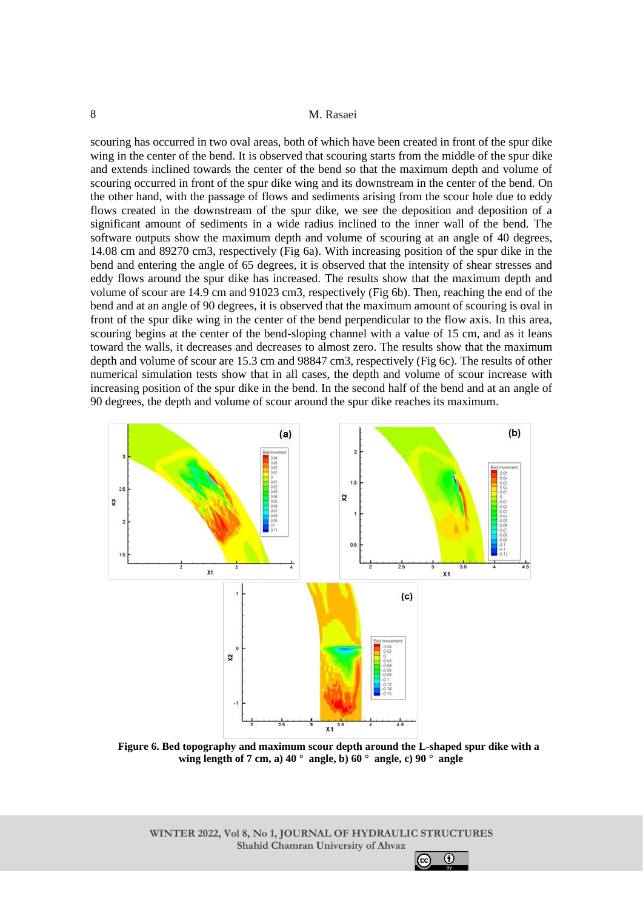scouring has occurred in two oval areas, both of which have been created in front of the spur dike wing in the center of the bend. It is observed that scouring starts from the middle of the spur dike and extends inclined towards the center of the bend so that the maximum depth and volume of scouring occurred in front of the spur dike wing and its downstream in the center of the bend. On the other hand, with the passage of flows and sediments arising from the scour hole due to eddy flows created in the downstream of the spur dike, we see the deposition and deposition of a significant amount of sediments in a wide radius inclined to the inner wall of the bend. The software outputs show the maximum depth and volume of scouring at an angle of 40 degrees, 14.08 cm and 89270 cm3, respectively (Fig 6a). With increasing position of the spur dike in the bend and entering the angle of 65 degrees, it is observed that the intensity of shear stresses and eddy flows around the spur dike has increased. The results show that the maximum depth and volume of scour are 14.9 cm and 91023 cm3, respectively (Fig 6b). Then, reaching the end of the bend and at an angle of 90 degrees, it is observed that the maximum amount of scouring is oval in front of the spur dike wing in the center of the bend perpendicular to the flow axis. In this area, scouring begins at the center of the bend-sloping channel with a value of 15 cm, and as it leans toward the walls, it decreases and decreases to almost zero. The results show that the maximum depth and volume of scour are 15.3 cm and 98847 cm3, respectively (Fig 6c). The results of other numerical simulation tests show that in all cases, the depth and volume of scour increase with increasing position of the spur dike in the bend. In the second half of the bend and at an angle of 90 degrees, the depth and volume of scour around the spur dike reaches its maximum.

**Figure 6. Bed topography and maximum scour depth around the L-shaped spur dike with a wing length of 7 cm, a) 40 ° angle, b) 60 ° angle, c) 90 ° angle**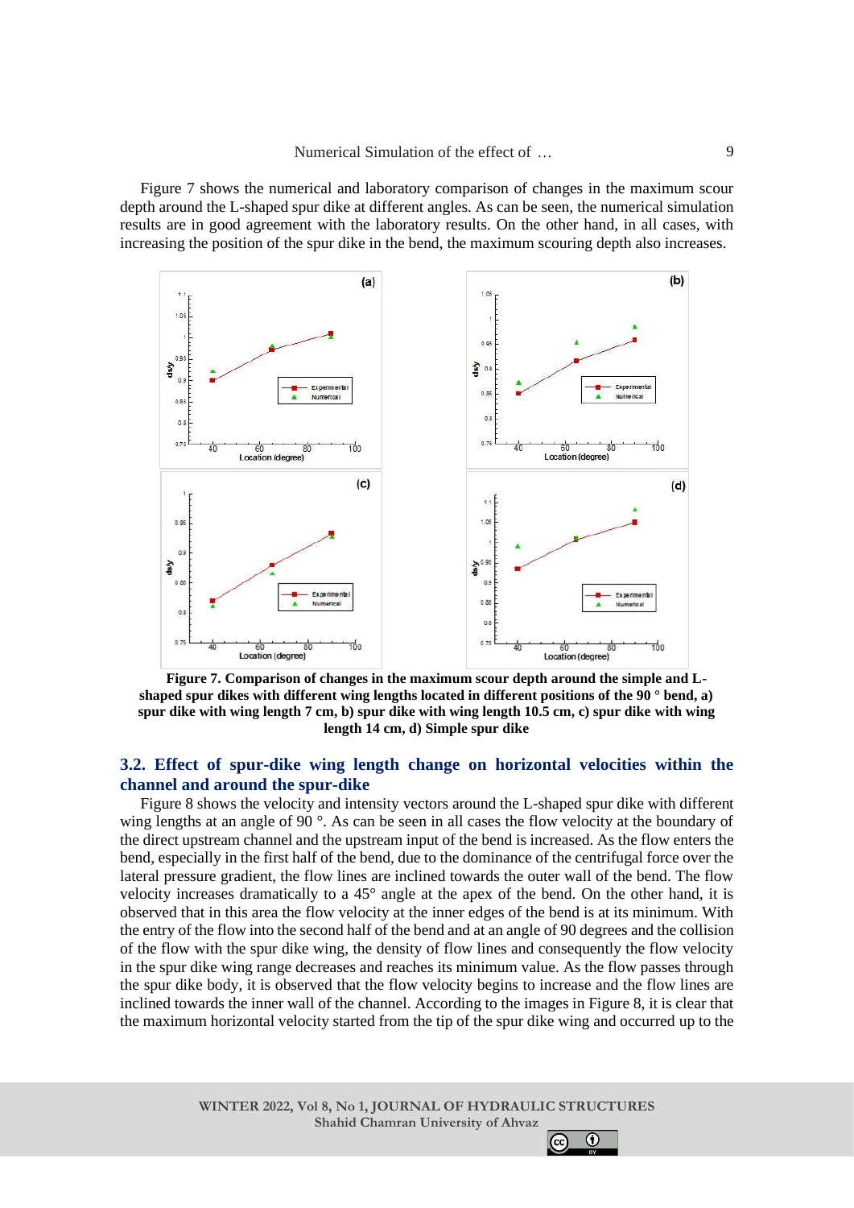Figure 7 shows the numerical and laboratory comparison of changes in the maximum scour depth around the L-shaped spur dike at different angles. As can be seen, the numerical simulation results are in good agreement with the laboratory results. On the other hand, in all cases, with increasing the position of the spur dike in the bend, the maximum scouring depth also increases.

**Figure 7. Comparison of changes in the maximum scour depth around the simple and L-shaped spur dikes with different wing lengths located in different positions of the 90 ° bend, a) spur dike with wing length 7 cm, b) spur dike with wing length 10.5 cm, c) spur dike with wing length 14 cm, d) Simple spur dike**

### 3.2. Effect of spur-dike wing length change on horizontal velocities within the channel and around the spur-dike

Figure 8 shows the velocity and intensity vectors around the L-shaped spur dike with different wing lengths at an angle of 90 °. As can be seen in all cases the flow velocity at the boundary of the direct upstream channel and the upstream input of the bend is increased. As the flow enters the bend, especially in the first half of the bend, due to the dominance of the centrifugal force over the lateral pressure gradient, the flow lines are inclined towards the outer wall of the bend. The flow velocity increases dramatically to a 45° angle at the apex of the bend. On the other hand, it is observed that in this area the flow velocity at the inner edges of the bend is at its minimum. With the entry of the flow into the second half of the bend and at an angle of 90 degrees and the collision of the flow with the spur dike wing, the density of flow lines and consequently the flow velocity in the spur dike wing range decreases and reaches its minimum value. As the flow passes through the spur dike body, it is observed that the flow velocity begins to increase and the flow lines are inclined towards the inner wall of the channel. According to the images in Figure 8, it is clear that the maximum horizontal velocity started from the tip of the spur dike wing and occurred up to the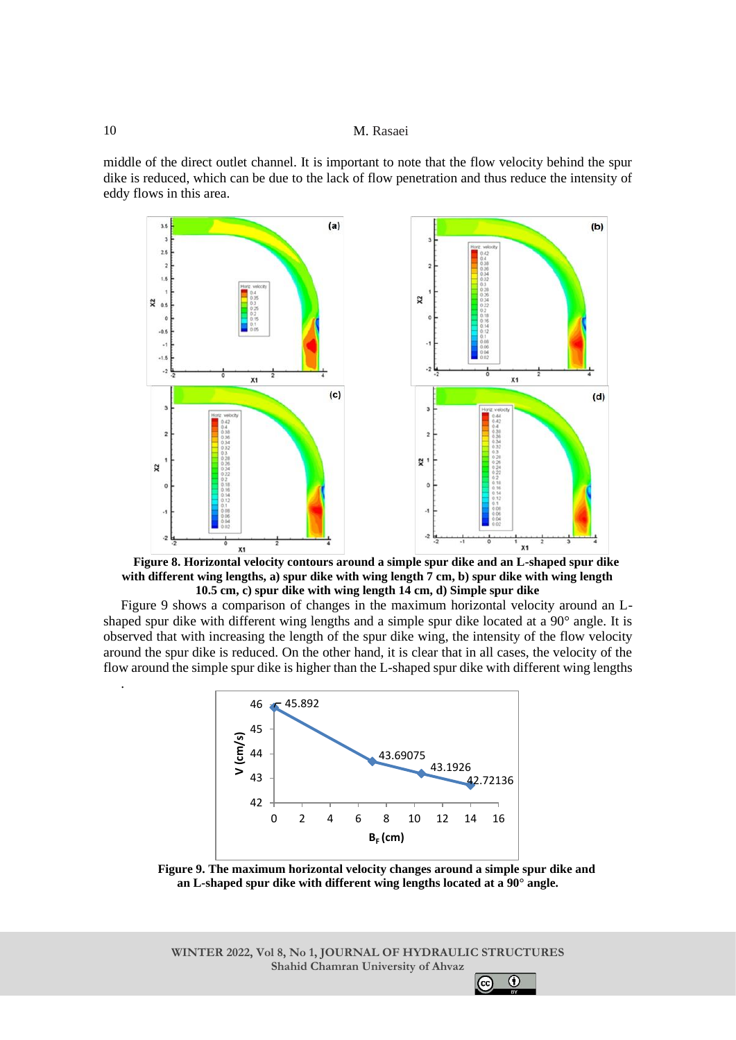middle of the direct outlet channel. It is important to note that the flow velocity behind the spur dike is reduced, which can be due to the lack of flow penetration and thus reduce the intensity of eddy flows in this area.

**Figure 8. Horizontal velocity contours around a simple spur dike and an L-shaped spur dike with different wing lengths, a) spur dike with wing length 7 cm, b) spur dike with wing length 10.5 cm, c) spur dike with wing length 14 cm, d) Simple spur dike**

Figure 9 shows a comparison of changes in the maximum horizontal velocity around an L-shaped spur dike with different wing lengths and a simple spur dike located at a 90° angle. It is observed that with increasing the length of the spur dike wing, the intensity of the flow velocity around the spur dike is reduced. On the other hand, it is clear that in all cases, the velocity of the flow around the simple spur dike is higher than the L-shaped spur dike with different wing lengths.

**Figure 9. The maximum horizontal velocity changes around a simple spur dike and an L-shaped spur dike with different wing lengths located at a 90° angle.**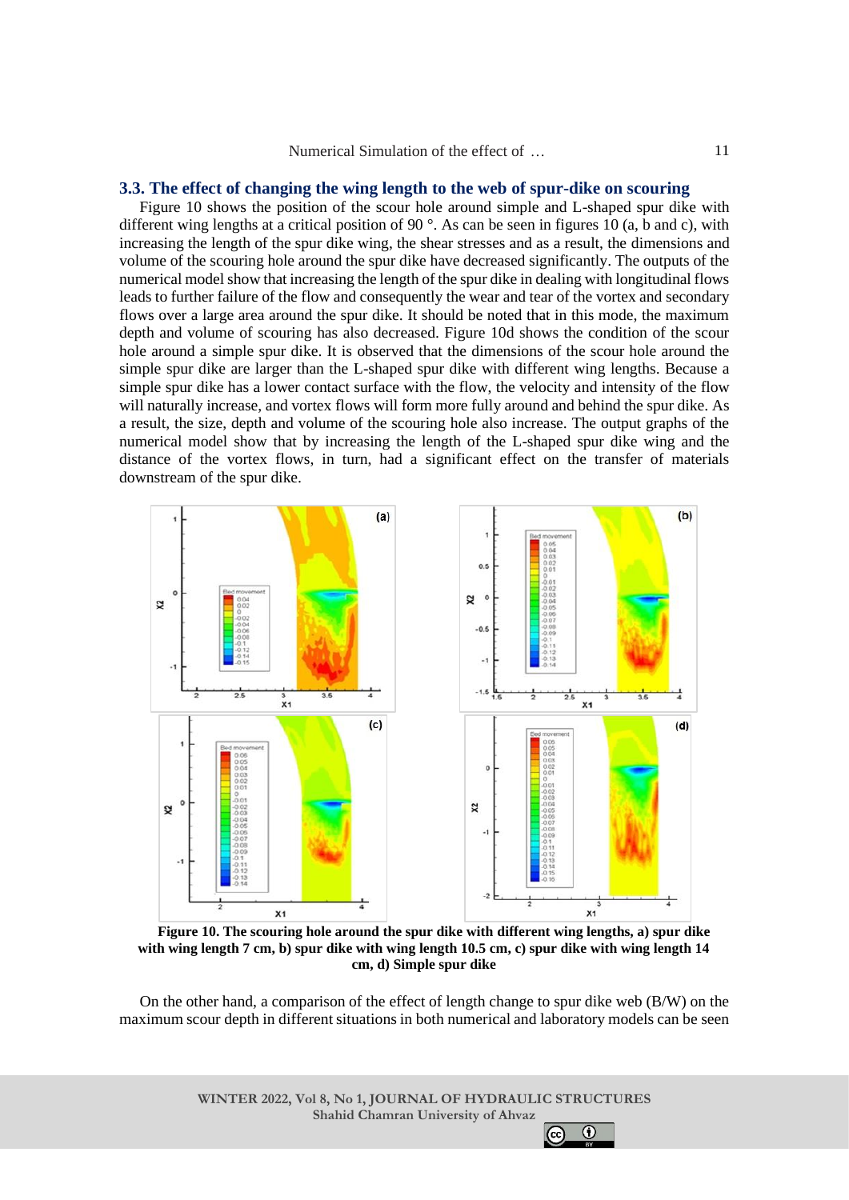### 3.3. The effect of changing the wing length to the web of spur-dike on scouring

Figure 10 shows the position of the scour hole around simple and L-shaped spur dike with different wing lengths at a critical position of 90 °. As can be seen in figures 10 (a, b and c), with increasing the length of the spur dike wing, the shear stresses and as a result, the dimensions and volume of the scouring hole around the spur dike have decreased significantly. The outputs of the numerical model show that increasing the length of the spur dike in dealing with longitudinal flows leads to further failure of the flow and consequently the wear and tear of the vortex and secondary flows over a large area around the spur dike. It should be noted that in this mode, the maximum depth and volume of scouring has also decreased. Figure 10d shows the condition of the scour hole around a simple spur dike. It is observed that the dimensions of the scour hole around the simple spur dike are larger than the L-shaped spur dike with different wing lengths. Because a simple spur dike has a lower contact surface with the flow, the velocity and intensity of the flow will naturally increase, and vortex flows will form more fully around and behind the spur dike. As a result, the size, depth and volume of the scouring hole also increase. The output graphs of the numerical model show that by increasing the length of the L-shaped spur dike wing and the distance of the vortex flows, in turn, had a significant effect on the transfer of materials downstream of the spur dike.

**Figure 10. The scouring hole around the spur dike with different wing lengths, a) spur dike with wing length 7 cm, b) spur dike with wing length 10.5 cm, c) spur dike with wing length 14 cm, d) Simple spur dike**

On the other hand, a comparison of the effect of length change to spur dike web (B/W) on the maximum scour depth in different situations in both numerical and laboratory models can be seen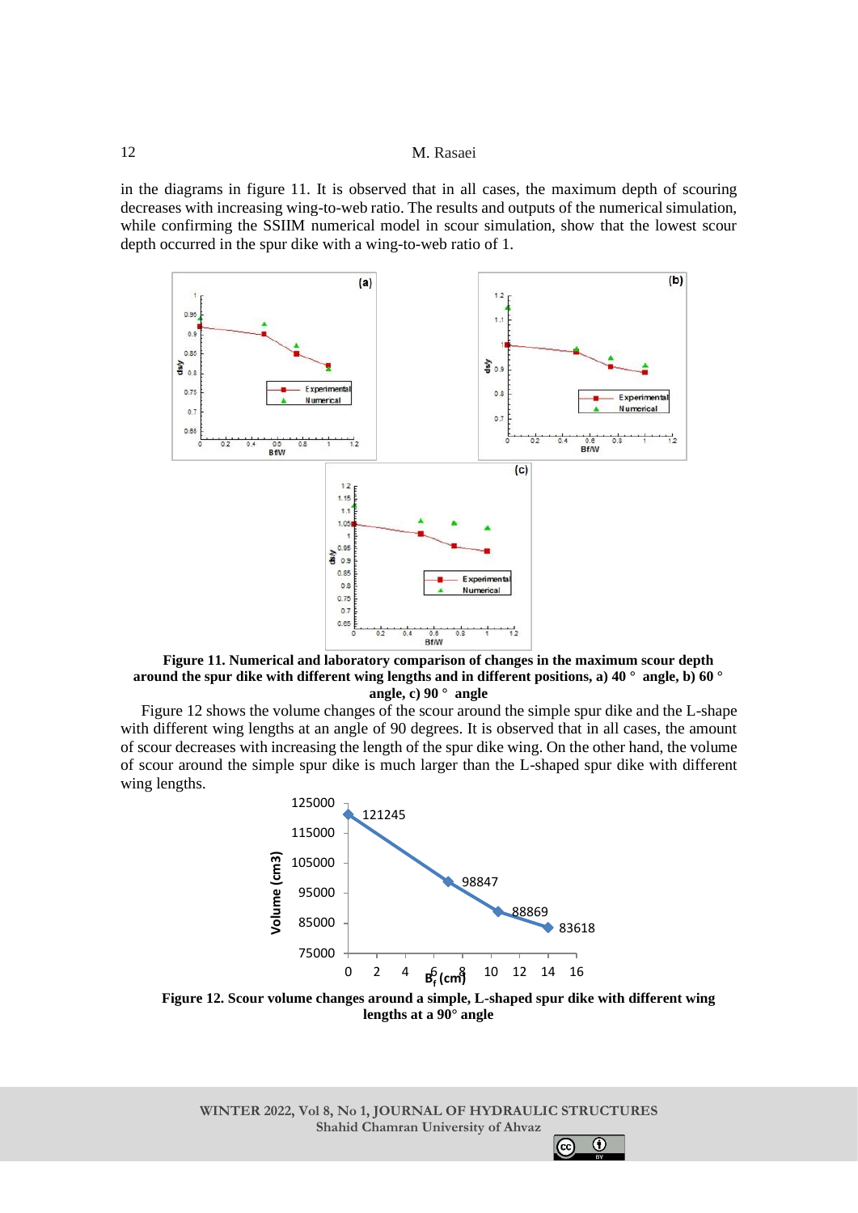in the diagrams in figure 11. It is observed that in all cases, the maximum depth of scouring decreases with increasing wing-to-web ratio. The results and outputs of the numerical simulation, while confirming the SSIIM numerical model in scour simulation, show that the lowest scour depth occurred in the spur dike with a wing-to-web ratio of 1.

**Figure 11. Numerical and laboratory comparison of changes in the maximum scour depth around the spur dike with different wing lengths and in different positions, a) 40 ° angle, b) 60 ° angle, c) 90 ° angle**

Figure 12 shows the volume changes of the scour around the simple spur dike and the L-shape with different wing lengths at an angle of 90 degrees. It is observed that in all cases, the amount of scour decreases with increasing the length of the spur dike wing. On the other hand, the volume of scour around the simple spur dike is much larger than the L-shaped spur dike with different wing lengths.

**Figure 12. Scour volume changes around a simple, L-shaped spur dike with different wing lengths at a 90° angle**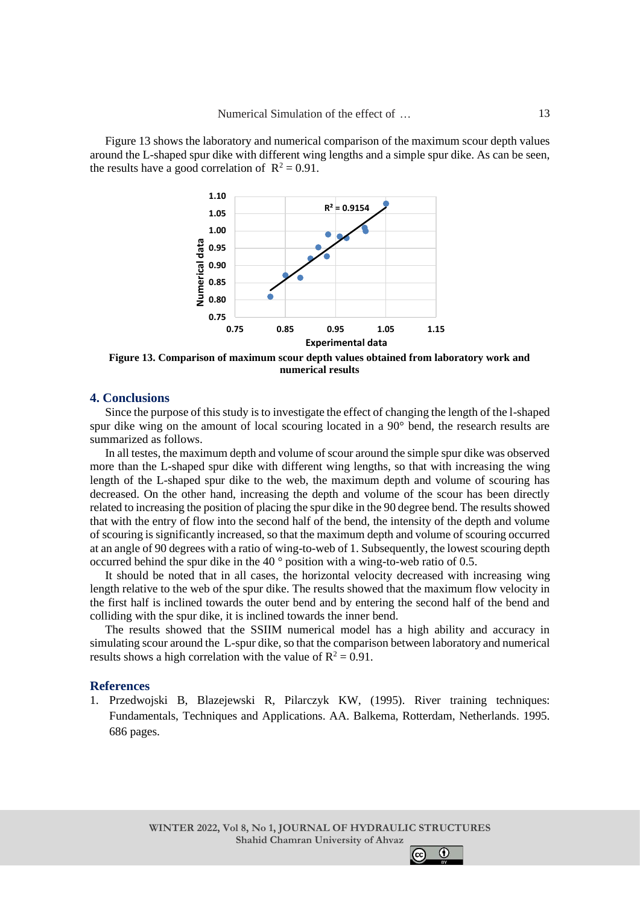Figure 13 shows the laboratory and numerical comparison of the maximum scour depth values around the L-shaped spur dike with different wing lengths and a simple spur dike. As can be seen, the results have a good correlation of $R^2 = 0.91$.

**Figure 13. Comparison of maximum scour depth values obtained from laboratory work and numerical results**

## 4. Conclusions

Since the purpose of this study is to investigate the effect of changing the length of the l-shaped spur dike wing on the amount of local scouring located in a 90° bend, the research results are summarized as follows.

In all testes, the maximum depth and volume of scour around the simple spur dike was observed more than the L-shaped spur dike with different wing lengths, so that with increasing the wing length of the L-shaped spur dike to the web, the maximum depth and volume of scouring has decreased. On the other hand, increasing the depth and volume of the scour has been directly related to increasing the position of placing the spur dike in the 90 degree bend. The results showed that with the entry of flow into the second half of the bend, the intensity of the depth and volume of scouring is significantly increased, so that the maximum depth and volume of scouring occurred at an angle of 90 degrees with a ratio of wing-to-web of 1. Subsequently, the lowest scouring depth occurred behind the spur dike in the 40 ° position with a wing-to-web ratio of 0.5.

It should be noted that in all cases, the horizontal velocity decreased with increasing wing length relative to the web of the spur dike. The results showed that the maximum flow velocity in the first half is inclined towards the outer bend and by entering the second half of the bend and colliding with the spur dike, it is inclined towards the inner bend.

The results showed that the SSIIM numerical model has a high ability and accuracy in simulating scour around the L-spur dike, so that the comparison between laboratory and numerical results shows a high correlation with the value of $R^2 = 0.91$.

## References

1. Przedwojski B, Blazejewski R, Pilarczyk KW, (1995). River training techniques: Fundamentals, Techniques and Applications. AA. Balkema, Rotterdam, Netherlands. 1995. 686 pages.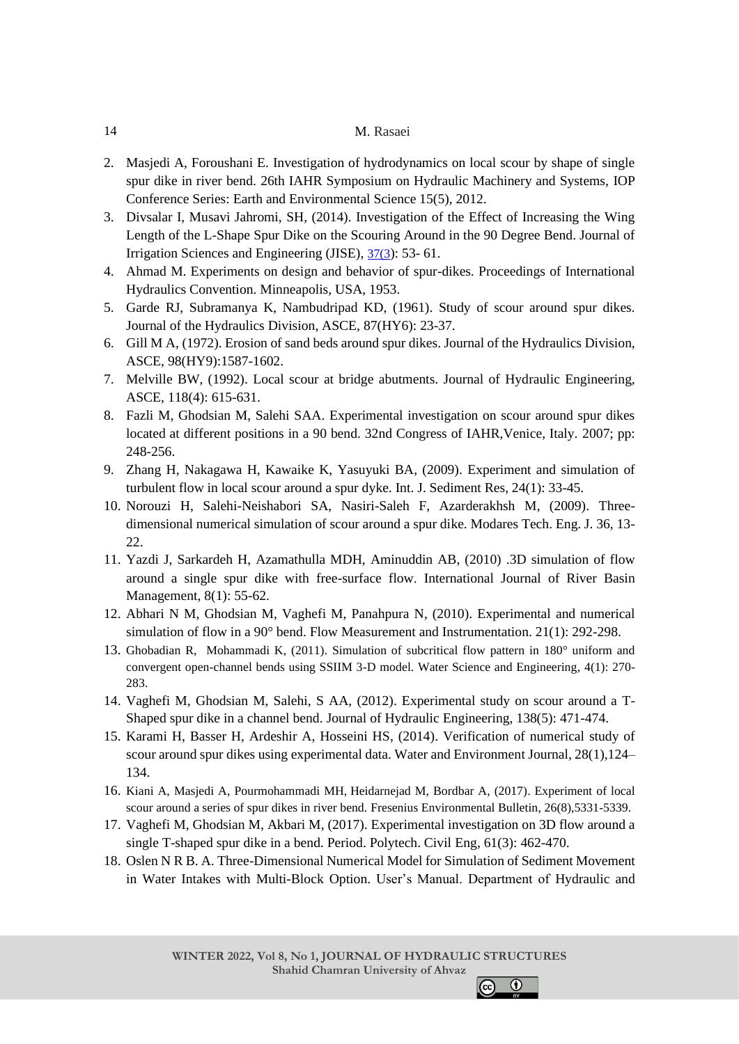2. Masjedi A, Foroushani E. Investigation of hydrodynamics on local scour by shape of single spur dike in river bend. 26th IAHR Symposium on Hydraulic Machinery and Systems, IOP Conference Series: Earth and Environmental Science 15(5), 2012.
3. Divsalar I, Musavi Jahromi, SH, (2014). Investigation of the Effect of Increasing the Wing Length of the L-Shape Spur Dike on the Scouring Around in the 90 Degree Bend. Journal of Irrigation Sciences and Engineering (JISE), 37(3): 53- 61.
4. Ahmad M. Experiments on design and behavior of spur-dikes. Proceedings of International Hydraulics Convention. Minneapolis, USA, 1953.
5. Garde RJ, Subramanya K, Nambudripad KD, (1961). Study of scour around spur dikes. Journal of the Hydraulics Division, ASCE, 87(HY6): 23-37.
6. Gill M A, (1972). Erosion of sand beds around spur dikes. Journal of the Hydraulics Division, ASCE, 98(HY9):1587-1602.
7. Melville BW, (1992). Local scour at bridge abutments. Journal of Hydraulic Engineering, ASCE, 118(4): 615-631.
8. Fazli M, Ghodsian M, Salehi SAA. Experimental investigation on scour around spur dikes located at different positions in a 90 bend. 32nd Congress of IAHR,Venice, Italy. 2007; pp: 248-256.
9. Zhang H, Nakagawa H, Kawaike K, Yasuyuki BA, (2009). Experiment and simulation of turbulent flow in local scour around a spur dyke. Int. J. Sediment Res, 24(1): 33-45.
10. Norouzi H, Salehi-Neishabori SA, Nasiri-Saleh F, Azarderakhsh M, (2009). Three-dimensional numerical simulation of scour around a spur dike. Modares Tech. Eng. J. 36, 13-22.
11. Yazdi J, Sarkardeh H, Azamathulla MDH, Aminuddin AB, (2010) .3D simulation of flow around a single spur dike with free-surface flow. International Journal of River Basin Management, 8(1): 55-62.
12. Abhari N M, Ghodsian M, Vaghefi M, Panahpura N, (2010). Experimental and numerical simulation of flow in a 90° bend. Flow Measurement and Instrumentation. 21(1): 292-298.
13. Ghobadian R, Mohammadi K, (2011). Simulation of subcritical flow pattern in 180° uniform and convergent open-channel bends using SSIIM 3-D model. Water Science and Engineering, 4(1): 270-283.
14. Vaghefi M, Ghodsian M, Salehi, S AA, (2012). Experimental study on scour around a T-Shaped spur dike in a channel bend. Journal of Hydraulic Engineering, 138(5): 471-474.
15. Karami H, Basser H, Ardeshir A, Hosseini HS, (2014). Verification of numerical study of scour around spur dikes using experimental data. Water and Environment Journal, 28(1),124–134.
16. Kiani A, Masjedi A, Pourmohammadi MH, Heidarnejad M, Bordbar A, (2017). Experiment of local scour around a series of spur dikes in river bend. Fresenius Environmental Bulletin, 26(8),5331-5339.
17. Vaghefi M, Ghodsian M, Akbari M, (2017). Experimental investigation on 3D flow around a single T-shaped spur dike in a bend. Period. Polytech. Civil Eng, 61(3): 462-470.
18. Oslen N R B. A. Three-Dimensional Numerical Model for Simulation of Sediment Movement in Water Intakes with Multi-Block Option. User's Manual. Department of Hydraulic and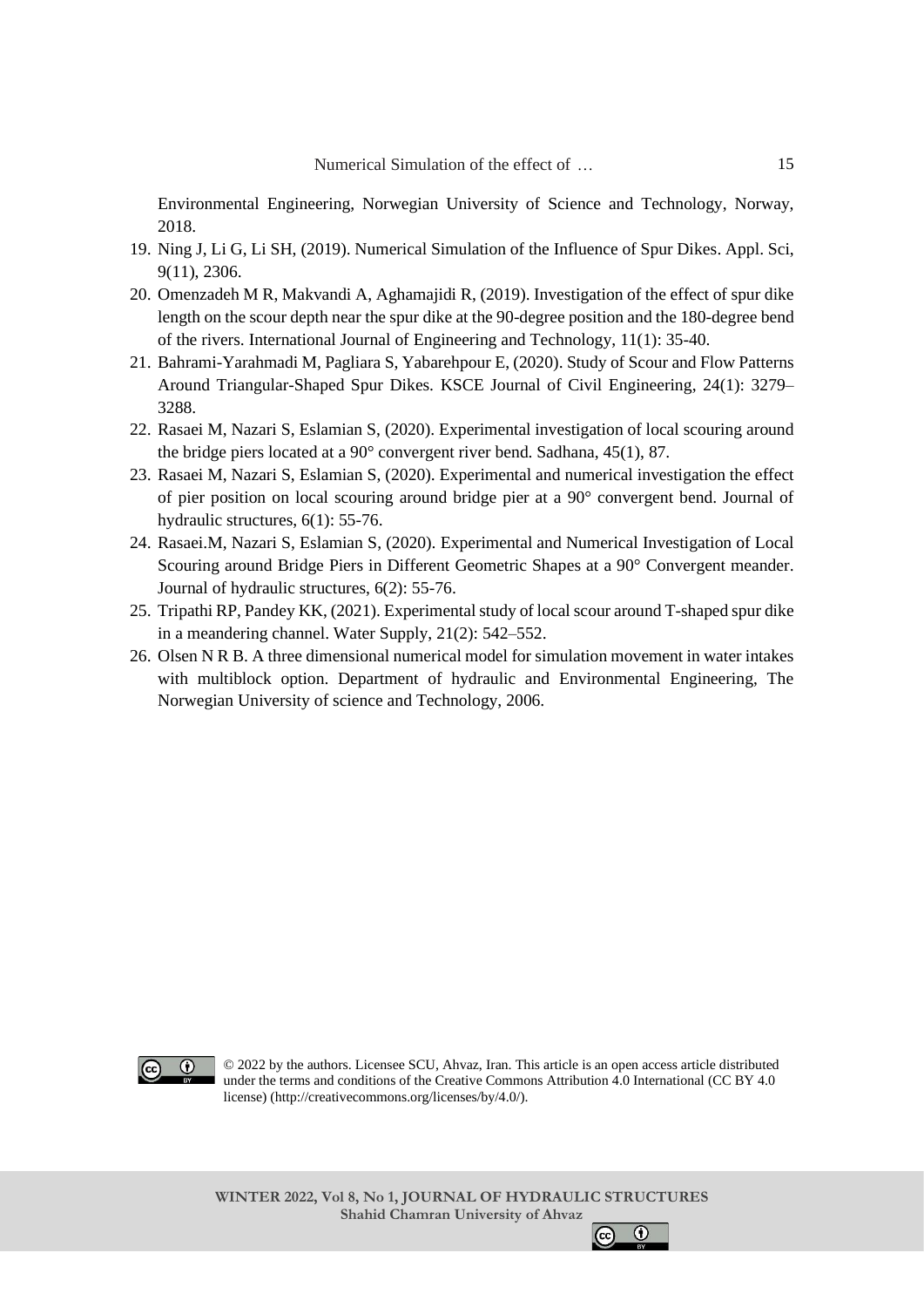Environmental Engineering, Norwegian University of Science and Technology, Norway, 2018.

19. Ning J, Li G, Li SH, (2019). Numerical Simulation of the Influence of Spur Dikes. Appl. Sci, 9(11), 2306.
20. Omenzadeh M R, Makvandi A, Aghamajidi R, (2019). Investigation of the effect of spur dike length on the scour depth near the spur dike at the 90-degree position and the 180-degree bend of the rivers. International Journal of Engineering and Technology, 11(1): 35-40.
21. Bahrami-Yarahmadi M, Pagliara S, Yabarehpour E, (2020). Study of Scour and Flow Patterns Around Triangular-Shaped Spur Dikes. KSCE Journal of Civil Engineering, 24(1): 3279–3288.
22. Rasaei M, Nazari S, Eslamian S, (2020). Experimental investigation of local scouring around the bridge piers located at a 90° convergent river bend. Sadhana, 45(1), 87.
23. Rasaei M, Nazari S, Eslamian S, (2020). Experimental and numerical investigation the effect of pier position on local scouring around bridge pier at a 90° convergent bend. Journal of hydraulic structures, 6(1): 55-76.
24. Rasaei.M, Nazari S, Eslamian S, (2020). Experimental and Numerical Investigation of Local Scouring around Bridge Piers in Different Geometric Shapes at a 90° Convergent meander. Journal of hydraulic structures, 6(2): 55-76.
25. Tripathi RP, Pandey KK, (2021). Experimental study of local scour around T-shaped spur dike in a meandering channel. Water Supply, 21(2): 542–552.
26. Olsen N R B. A three dimensional numerical model for simulation movement in water intakes with multiblock option. Department of hydraulic and Environmental Engineering, The Norwegian University of science and Technology, 2006.

© 2022 by the authors. Licensee SCU, Ahvaz, Iran. This article is an open access article distributed under the terms and conditions of the Creative Commons Attribution 4.0 International (CC BY 4.0 license) (http://creativecommons.org/licenses/by/4.0/).